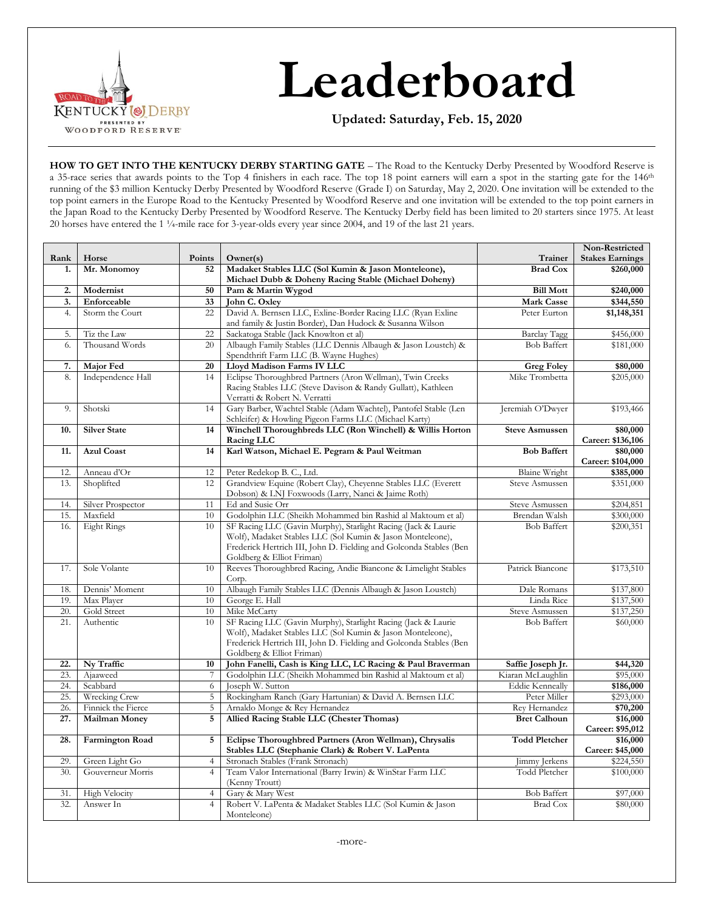# Leaderboard

**Updated: Saturday, Feb. 15, 2020**

**HOW TO GET INTO THE KENTUCKY DERBY STARTING GATE** – The Road to the Kentucky Derby Presented by Woodford Reserve is a 35-race series that awards points to the Top 4 finishers in each race. The top 18 point earners will earn a spot in the starting gate for the 146th running of the $3 million Kentucky Derby Presented by Woodford Reserve (Grade I) on Saturday, May 2, 2020. One invitation will be extended to the top point earners in the Europe Road to the Kentucky Presented by Woodford Reserve and one invitation will be extended to the top point earners in the Japan Road to the Kentucky Derby Presented by Woodford Reserve. The Kentucky Derby field has been limited to 20 starters since 1975. At least 20 horses have entered the 1 ¼-mile race for 3-year-olds every year since 2004, and 19 of the last 21 years.

| Rank | Horse | Points | Owner(s) | Trainer | Non-Restricted Stakes Earnings |
|---|---|---|---|---|---|
| **1.** | **Mr. Monomoy** | **52** | **Madaket Stables LLC (Sol Kumin & Jason Monteleone), Michael Dubb & Doheny Racing Stable (Michael Doheny)** | **Brad Cox** | **$260,000** |
| **2.** | **Modernist** | **50** | **Pam & Martin Wygod** | **Bill Mott** | **$240,000** |
| **3.** | **Enforceable** | **33** | **John C. Oxley** | **Mark Casse** | **$344,550** |
| 4. | Storm the Court | 22 | David A. Bernsen LLC, Exline-Border Racing LLC (Ryan Exline and family & Justin Border), Dan Hudock & Susanna Wilson | Peter Eurton | **$1,148,351** |
| 5. | Tiz the Law | 22 | Sackatoga Stable (Jack Knowlton et al) | Barclay Tagg | $456,000 |
| 6. | Thousand Words | 20 | Albaugh Family Stables (LLC Dennis Albaugh & Jason Loustch) & Spendthrift Farm LLC (B. Wayne Hughes) | Bob Baffert | $181,000 |
| **7.** | **Major Fed** | **20** | **Lloyd Madison Farms IV LLC** | **Greg Foley** | **$80,000** |
| 8. | Independence Hall | 14 | Eclipse Thoroughbred Partners (Aron Wellman), Twin Creeks Racing Stables LLC (Steve Davison & Randy Gullatt), Kathleen Verratti & Robert N. Verratti | Mike Trombetta | $205,000 |
| 9. | Shotski | 14 | Gary Barber, Wachtel Stable (Adam Wachtel), Pantofel Stable (Len Schleifer) & Howling Pigeon Farms LLC (Michael Karty) | Jeremiah O'Dwyer | $193,466 |
| **10.** | **Silver State** | **14** | **Winchell Thoroughbreds LLC (Ron Winchell) & Willis Horton Racing LLC** | **Steve Asmussen** | **$80,000 Career: $136,106** |
| **11.** | **Azul Coast** | **14** | **Karl Watson, Michael E. Pegram & Paul Weitman** | **Bob Baffert** | **$80,000 Career: $104,000** |
| 12. | Anneau d'Or | 12 | Peter Redekop B. C., Ltd. | Blaine Wright | **$385,000** |
| 13. | Shoplifted | 12 | Grandview Equine (Robert Clay), Cheyenne Stables LLC (Everett Dobson) & LNJ Foxwoods (Larry, Nanci & Jaime Roth) | Steve Asmussen | $351,000 |
| 14. | Silver Prospector | 11 | Ed and Susie Orr | Steve Asmussen | $204,851 |
| 15. | Maxfield | 10 | Godolphin LLC (Sheikh Mohammed bin Rashid al Maktoum et al) | Brendan Walsh | $300,000 |
| 16. | Eight Rings | 10 | SF Racing LLC (Gavin Murphy), Starlight Racing (Jack & Laurie Wolf), Madaket Stables LLC (Sol Kumin & Jason Monteleone), Frederick Hertrich III, John D. Fielding and Golconda Stables (Ben Goldberg & Elliot Friman) | Bob Baffert | $200,351 |
| 17. | Sole Volante | 10 | Reeves Thoroughbred Racing, Andie Biancone & Limelight Stables Corp. | Patrick Biancone | $173,510 |
| 18. | Dennis' Moment | 10 | Albaugh Family Stables LLC (Dennis Albaugh & Jason Loustch) | Dale Romans | $137,800 |
| 19. | Max Player | 10 | George E. Hall | Linda Rice | $137,500 |
| 20. | Gold Street | 10 | Mike McCarty | Steve Asmussen | $137,250 |
| 21. | Authentic | 10 | SF Racing LLC (Gavin Murphy), Starlight Racing (Jack & Laurie Wolf), Madaket Stables LLC (Sol Kumin & Jason Monteleone), Frederick Hertrich III, John D. Fielding and Golconda Stables (Ben Goldberg & Elliot Friman) | Bob Baffert | $60,000 |
| **22.** | **Ny Traffic** | **10** | **John Fanelli, Cash is King LLC, LC Racing & Paul Braverman** | **Saffie Joseph Jr.** | **$44,320** |
| 23. | Ajaaweed | 7 | Godolphin LLC (Sheikh Mohammed bin Rashid al Maktoum et al) | Kiaran McLaughlin | $95,000 |
| 24. | Scabbard | 6 | Joseph W. Sutton | Eddie Kenneally | **$186,000** |
| 25. | Wrecking Crew | 5 | Rockingham Ranch (Gary Hartunian) & David A. Bernsen LLC | Peter Miller | $293,000 |
| 26. | Finnick the Fierce | 5 | Arnaldo Monge & Rey Hernandez | Rey Hernandez | **$70,200** |
| **27.** | **Mailman Money** | **5** | **Allied Racing Stable LLC (Chester Thomas)** | **Bret Calhoun** | **$16,000 Career: $95,012** |
| **28.** | **Farmington Road** | **5** | **Eclipse Thoroughbred Partners (Aron Wellman), Chrysalis Stables LLC (Stephanie Clark) & Robert V. LaPenta** | **Todd Pletcher** | **$16,000 Career: $45,000** |
| 29. | Green Light Go | 4 | Stronach Stables (Frank Stronach) | Jimmy Jerkens | $224,550 |
| 30. | Gouverneur Morris | 4 | Team Valor International (Barry Irwin) & WinStar Farm LLC (Kenny Troutt) | Todd Pletcher | $100,000 |
| 31. | High Velocity | 4 | Gary & Mary West | Bob Baffert | $97,000 |
| 32. | Answer In | 4 | Robert V. LaPenta & Madaket Stables LLC (Sol Kumin & Jason Monteleone) | Brad Cox | $80,000 |

-more-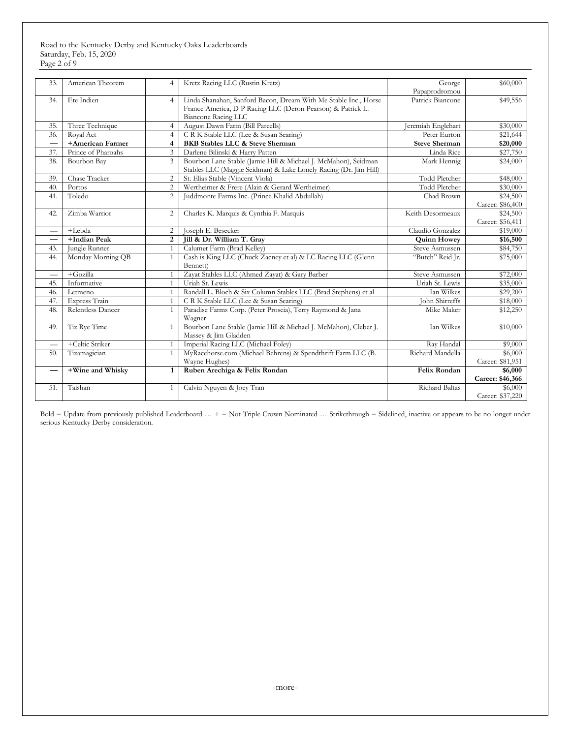| 33. | American Theorem | 4 | Kretz Racing LLC (Rustin Kretz) | George Papaprodromou | $60,000 |
|---|---|---|---|---|---|
| 34. | Ete Indien | 4 | Linda Shanahan, Sanford Bacon, Dream With Me Stable Inc., Horse France America, D P Racing LLC (Deron Pearson) & Patrick L. Biancone Racing LLC | Patrick Biancone | $49,556 |
| 35. | Three Technique | 4 | August Dawn Farm (Bill Parcells) | Jeremiah Englehart | $30,000 |
| 36. | Royal Act | 4 | C R K Stable LLC (Lee & Susan Searing) | Peter Eurton | $21,644 |
| **—** | **+American Farmer** | **4** | **BKB Stables LLC & Steve Sherman** | **Steve Sherman** | **$20,000** |
| 37. | Prince of Pharoahs | 3 | Darlene Bilinski & Harry Patten | Linda Rice | $27,750 |
| 38. | Bourbon Bay | 3 | Bourbon Lane Stable (Jamie Hill & Michael J. McMahon), Seidman Stables LLC (Maggie Seidman) & Lake Lonely Racing (Dr. Jim Hill) | Mark Hennig | $24,000 |
| 39. | Chase Tracker | 2 | St. Elias Stable (Vincent Viola) | Todd Pletcher | $48,000 |
| 40. | Portos | 2 | Wertheimer & Frere (Alain & Gerard Wertheimer) | Todd Pletcher | $30,000 |
| 41. | Toledo | 2 | Juddmonte Farms Inc. (Prince Khalid Abdullah) | Chad Brown | $24,500 Career: $86,400 |
| 42. | Zimba Warrior | 2 | Charles K. Marquis & Cynthia F. Marquis | Keith Desormeaux | $24,500 Career: $56,411 |
| — | +Lebda | 2 | Joseph E. Besecker | Claudio Gonzalez | $19,000 |
| **—** | **+Indian Peak** | **2** | **Jill & Dr. William T. Gray** | **Quinn Howey** | **$16,500** |
| 43. | Jungle Runner | 1 | Calumet Farm (Brad Kelley) | Steve Asmussen | $84,750 |
| 44. | Monday Morning QB | 1 | Cash is King LLC (Chuck Zacney et al) & LC Racing LLC (Glenn Bennett) | "Butch" Reid Jr. | $75,000 |
| — | +Gozilla | 1 | Zayat Stables LLC (Ahmed Zayat) & Gary Barber | Steve Asmussen | $72,000 |
| 45. | Informative | 1 | Uriah St. Lewis | Uriah St. Lewis | $35,000 |
| 46. | Letmeno | 1 | Randall L. Bloch & Six Column Stables LLC (Brad Stephens) et al | Ian Wilkes | $29,200 |
| 47. | Express Train | 1 | C R K Stable LLC (Lee & Susan Searing) | John Shirreffs | $18,000 |
| 48. | Relentless Dancer | 1 | Paradise Farms Corp. (Peter Proscia), Terry Raymond & Jana Wagner | Mike Maker | $12,250 |
| 49. | Tiz Rye Time | 1 | Bourbon Lane Stable (Jamie Hill & Michael J. McMahon), Cleber J. Massey & Jim Gladden | Ian Wilkes | $10,000 |
| — | +Celtic Striker | 1 | Imperial Racing LLC (Michael Foley) | Ray Handal | $9,000 |
| 50. | Tizamagician | 1 | MyRacehorse.com (Michael Behrens) & Spendthrift Farm LLC (B. Wayne Hughes) | Richard Mandella | $6,000 Career: $81,951 |
| **—** | **+Wine and Whisky** | **1** | **Ruben Arechiga & Felix Rondan** | **Felix Rondan** | **$6,000 Career: $46,366** |
| 51. | Taishan | 1 | Calvin Nguyen & Joey Tran | Richard Baltas | $6,000 Career: $37,220 |

Bold = Update from previously published Leaderboard … + = Not Triple Crown Nominated … Strikethrough = Sidelined, inactive or appears to be no longer under serious Kentucky Derby consideration.

-more-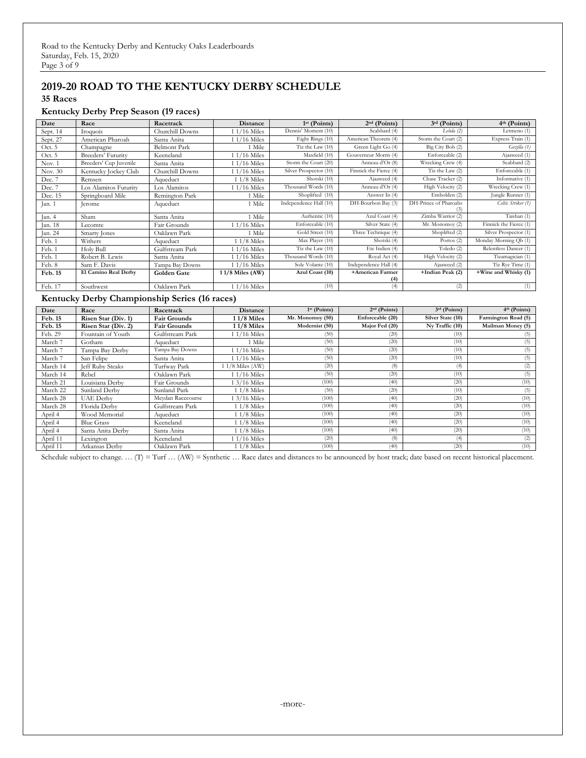## 2019-20 ROAD TO THE KENTUCKY DERBY SCHEDULE

### 35 Races

### Kentucky Derby Prep Season (19 races)

| Date | Race | Racetrack | Distance | 1st (Points) | 2nd (Points) | 3rd (Points) | 4th (Points) |
|---|---|---|---|---|---|---|---|
| Sept. 14 | Iroquois | Churchill Downs | 1 1/16 Miles | Dennis' Moment (10) | Scabbard (4) | *Lebda (2)* | Letmeno (1) |
| Sept. 27 | American Pharoah | Santa Anita | 1 1/16 Miles | Eight Rings (10) | American Theorem (4) | Storm the Court (2) | Express Train (1) |
| Oct. 5 | Champagne | Belmont Park | 1 Mile | Tiz the Law (10) | Green Light Go (4) | Big City Bob (2) | *Gozilla (1)* |
| Oct. 5 | Breeders' Futurity | Keeneland | 1 1/16 Miles | Maxfield (10) | Gouverneur Morris (4) | Enforceable (2) | Ajaaweed (1) |
| Nov. 1 | Breeders' Cup Juvenile | Santa Anita | 1 1/16 Miles | Storm the Court (20) | Anneau d'Or (8) | Wrecking Crew (4) | Scabbard (2) |
| Nov. 30 | Kentucky Jockey Club | Churchill Downs | 1 1/16 Miles | Silver Prospector (10) | Finnick the Fierce (4) | Tiz the Law (2) | Enforceable (1) |
| Dec. 7 | Remsen | Aqueduct | 1 1/8 Miles | Shotski (10) | Ajaaweed (4) | Chase Tracker (2) | Informative (1) |
| Dec. 7 | Los Alamitos Futurity | Los Alamitos | 1 1/16 Miles | Thousand Words (10) | Anneau d'Or (4) | High Velocity (2) | Wrecking Crew (1) |
| Dec. 15 | Springboard Mile | Remington Park | 1 Mile | Shoplifted (10) | Answer In (4) | Embolden (2) | Jungle Runner (1) |
| Jan. 1 | Jerome | Aqueduct | 1 Mile | Independence Hall (10) | DH-Bourbon Bay (3) | DH-Prince of Pharoahs (3) | *Celtic Striker (1)* |
| Jan. 4 | Sham | Santa Anita | 1 Mile | Authentic (10) | Azul Coast (4) | Zimba Warrior (2) | Taishan (1) |
| Jan. 18 | Lecomte | Fair Grounds | 1 1/16 Miles | Enforceable (10) | Silver State (4) | Mr. Monomoy (2) | Finnick the Fierce (1) |
| Jan. 24 | Smarty Jones | Oaklawn Park | 1 Mile | Gold Street (10) | Three Technique (4) | Shoplifted (2) | Silver Prospector (1) |
| Feb. 1 | Withers | Aqueduct | 1 1/8 Miles | Max Player (10) | Shotski (4) | Portos (2) | Monday Morning Qb (1) |
| Feb. 1 | Holy Bull | Gulfstream Park | 1 1/16 Miles | Tiz the Law (10) | Ete Indien (4) | Toledo (2) | Relentless Dancer (1) |
| Feb. 1 | Robert B. Lewis | Santa Anita | 1 1/16 Miles | Thousand Words (10) | Royal Act (4) | High Velocity (2) | Tizamagician (1) |
| Feb. 8 | Sam F. Davis | Tampa Bay Downs | 1 1/16 Miles | Sole Volante (10) | Independence Hall (4) | Ajaaweed (2) | Tiz Rye Time (1) |
| **Feb. 15** | **El Camino Real Derby** | **Golden Gate** | **1 1/8 Miles (AW)** | **Azul Coast (10)** | **+American Farmer (4)** | **+Indian Peak (2)** | **+Wine and Whisky (1)** |
| Feb. 17 | Southwest | Oaklawn Park | 1 1/16 Miles | (10) | (4) | (2) | (1) |

### Kentucky Derby Championship Series (16 races)

| Date | Race | Racetrack | Distance | 1st (Points) | 2nd (Points) | 3rd (Points) | 4th (Points) |
|---|---|---|---|---|---|---|---|
| **Feb. 15** | **Risen Star (Div. 1)** | **Fair Grounds** | **1 1/8 Miles** | **Mr. Monomoy (50)** | **Enforceable (20)** | **Silver State (10)** | **Farmington Road (5)** |
| **Feb. 15** | **Risen Star (Div. 2)** | **Fair Grounds** | **1 1/8 Miles** | **Modernist (50)** | **Major Fed (20)** | **Ny Traffic (10)** | **Mailman Money (5)** |
| Feb. 29 | Fountain of Youth | Gulfstream Park | 1 1/16 Miles | (50) | (20) | (10) | (5) |
| March 7 | Gotham | Aqueduct | 1 Mile | (50) | (20) | (10) | (5) |
| March 7 | Tampa Bay Derby | Tampa Bay Downs | 1 1/16 Miles | (50) | (20) | (10) | (5) |
| March 7 | San Felipe | Santa Anita | 1 1/16 Miles | (50) | (20) | (10) | (5) |
| March 14 | Jeff Ruby Steaks | Turfway Park | 1 1/8 Miles (AW) | (20) | (8) | (4) | (2) |
| March 14 | Rebel | Oaklawn Park | 1 1/16 Miles | (50) | (20) | (10) | (5) |
| March 21 | Louisiana Derby | Fair Grounds | 1 3/16 Miles | (100) | (40) | (20) | (10) |
| March 22 | Sunland Derby | Sunland Park | 1 1/8 Miles | (50) | (20) | (10) | (5) |
| March 28 | UAE Derby | Meydan Racecourse | 1 3/16 Miles | (100) | (40) | (20) | (10) |
| March 28 | Florida Derby | Gulfstream Park | 1 1/8 Miles | (100) | (40) | (20) | (10) |
| April 4 | Wood Memorial | Aqueduct | 1 1/8 Miles | (100) | (40) | (20) | (10) |
| April 4 | Blue Grass | Keeneland | 1 1/8 Miles | (100) | (40) | (20) | (10) |
| April 4 | Santa Anita Derby | Santa Anita | 1 1/8 Miles | (100) | (40) | (20) | (10) |
| April 11 | Lexington | Keeneland | 1 1/16 Miles | (20) | (8) | (4) | (2) |
| April 11 | Arkansas Derby | Oaklawn Park | 1 1/8 Miles | (100) | (40) | (20) | (10) |

Schedule subject to change. … (T) = Turf … (AW) = Synthetic … Race dates and distances to be announced by host track; date based on recent historical placement.

-more-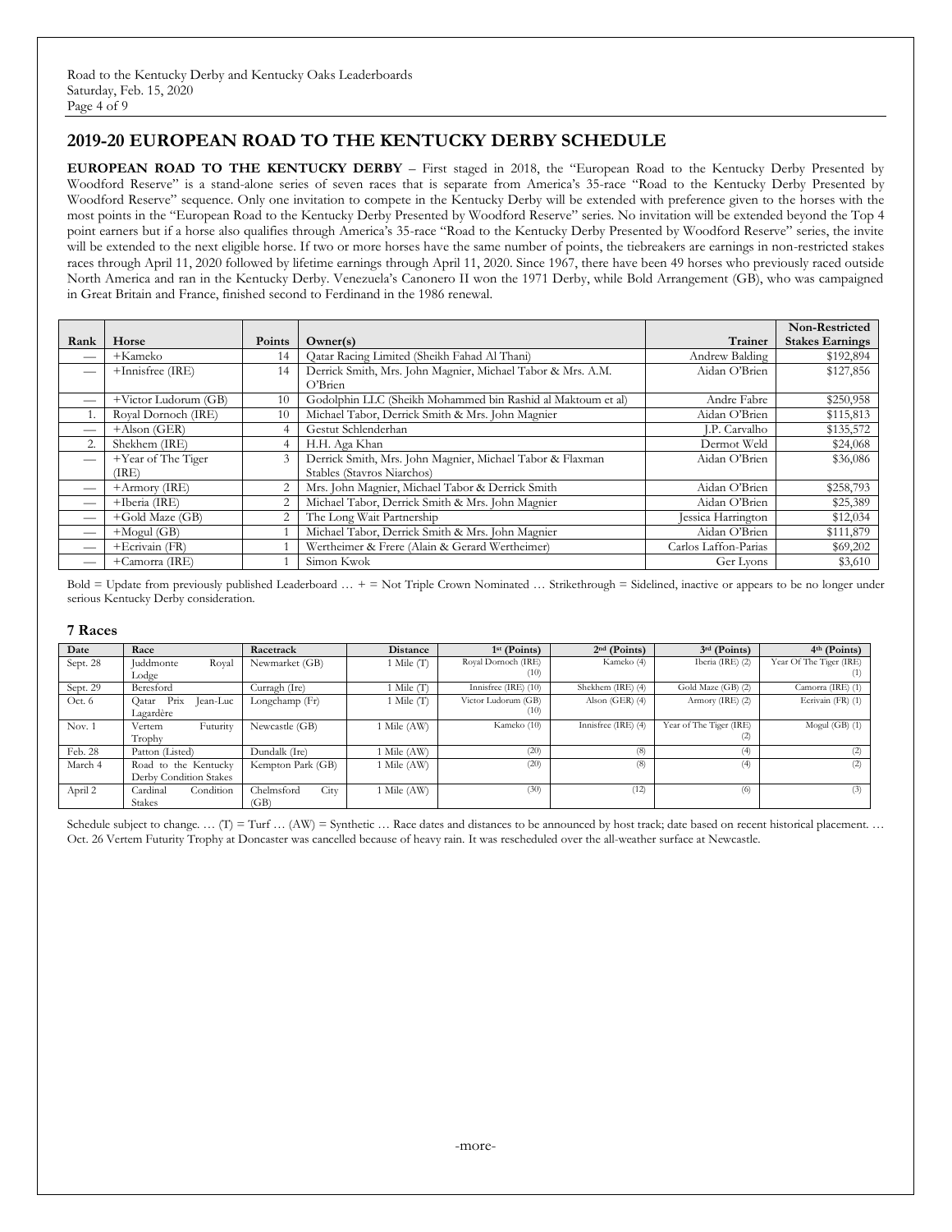## 2019-20 EUROPEAN ROAD TO THE KENTUCKY DERBY SCHEDULE

**EUROPEAN ROAD TO THE KENTUCKY DERBY** – First staged in 2018, the "European Road to the Kentucky Derby Presented by Woodford Reserve" is a stand-alone series of seven races that is separate from America's 35-race "Road to the Kentucky Derby Presented by Woodford Reserve" sequence. Only one invitation to compete in the Kentucky Derby will be extended with preference given to the horses with the most points in the "European Road to the Kentucky Derby Presented by Woodford Reserve" series. No invitation will be extended beyond the Top 4 point earners but if a horse also qualifies through America's 35-race "Road to the Kentucky Derby Presented by Woodford Reserve" series, the invite will be extended to the next eligible horse. If two or more horses have the same number of points, the tiebreakers are earnings in non-restricted stakes races through April 11, 2020 followed by lifetime earnings through April 11, 2020. Since 1967, there have been 49 horses who previously raced outside North America and ran in the Kentucky Derby. Venezuela's Canonero II won the 1971 Derby, while Bold Arrangement (GB), who was campaigned in Great Britain and France, finished second to Ferdinand in the 1986 renewal.

| Rank | Horse | Points | Owner(s) | Trainer | Non-Restricted Stakes Earnings |
|---|---|---|---|---|---|
| — | +Kameko | 14 | Qatar Racing Limited (Sheikh Fahad Al Thani) | Andrew Balding | $192,894 |
| — | +Innisfree (IRE) | 14 | Derrick Smith, Mrs. John Magnier, Michael Tabor & Mrs. A.M. O'Brien | Aidan O'Brien | $127,856 |
| — | +Victor Ludorum (GB) | 10 | Godolphin LLC (Sheikh Mohammed bin Rashid al Maktoum et al) | Andre Fabre | $250,958 |
| 1. | Royal Dornoch (IRE) | 10 | Michael Tabor, Derrick Smith & Mrs. John Magnier | Aidan O'Brien | $115,813 |
| — | +Alson (GER) | 4 | Gestut Schlenderhan | J.P. Carvalho | $135,572 |
| 2. | Shekhem (IRE) | 4 | H.H. Aga Khan | Dermot Weld | $24,068 |
| — | +Year of The Tiger (IRE) | 3 | Derrick Smith, Mrs. John Magnier, Michael Tabor & Flaxman Stables (Stavros Niarchos) | Aidan O'Brien | $36,086 |
| — | +Armory (IRE) | 2 | Mrs. John Magnier, Michael Tabor & Derrick Smith | Aidan O'Brien | $258,793 |
| — | +Iberia (IRE) | 2 | Michael Tabor, Derrick Smith & Mrs. John Magnier | Aidan O'Brien | $25,389 |
| — | +Gold Maze (GB) | 2 | The Long Wait Partnership | Jessica Harrington | $12,034 |
| — | +Mogul (GB) | 1 | Michael Tabor, Derrick Smith & Mrs. John Magnier | Aidan O'Brien | $111,879 |
| — | +Ecrivain (FR) | 1 | Wertheimer & Frere (Alain & Gerard Wertheimer) | Carlos Laffon-Parias | $69,202 |
| — | +Camorra (IRE) | 1 | Simon Kwok | Ger Lyons | $3,610 |

Bold = Update from previously published Leaderboard … + = Not Triple Crown Nominated … Strikethrough = Sidelined, inactive or appears to be no longer under serious Kentucky Derby consideration.

### 7 Races

| Date | Race | Racetrack | Distance | 1st (Points) | 2nd (Points) | 3rd (Points) | 4th (Points) |
|---|---|---|---|---|---|---|---|
| Sept. 28 | Juddmonte Royal Lodge | Newmarket (GB) | 1 Mile (T) | Royal Dornoch (IRE) (10) | Kameko (4) | Iberia (IRE) (2) | Year Of The Tiger (IRE) (1) |
| Sept. 29 | Beresford | Curragh (Ire) | 1 Mile (T) | Innisfree (IRE) (10) | Shekhem (IRE) (4) | Gold Maze (GB) (2) | Camorra (IRE) (1) |
| Oct. 6 | Qatar Prix Jean-Luc Lagardère | Longchamp (Fr) | 1 Mile (T) | Victor Ludorum (GB) (10) | Alson (GER) (4) | Armory (IRE) (2) | Ecrivain (FR) (1) |
| Nov. 1 | Vertem Futurity Trophy | Newcastle (GB) | 1 Mile (AW) | Kameko (10) | Innisfree (IRE) (4) | Year of The Tiger (IRE) (2) | Mogul (GB) (1) |
| Feb. 28 | Patton (Listed) | Dundalk (Ire) | 1 Mile (AW) | (20) | (8) | (4) | (2) |
| March 4 | Road to the Kentucky Derby Condition Stakes | Kempton Park (GB) | 1 Mile (AW) | (20) | (8) | (4) | (2) |
| April 2 | Cardinal Condition Stakes | Chelmsford City (GB) | 1 Mile (AW) | (30) | (12) | (6) | (3) |

Schedule subject to change. … (T) = Turf … (AW) = Synthetic … Race dates and distances to be announced by host track; date based on recent historical placement. … Oct. 26 Vertem Futurity Trophy at Doncaster was cancelled because of heavy rain. It was rescheduled over the all-weather surface at Newcastle.

-more-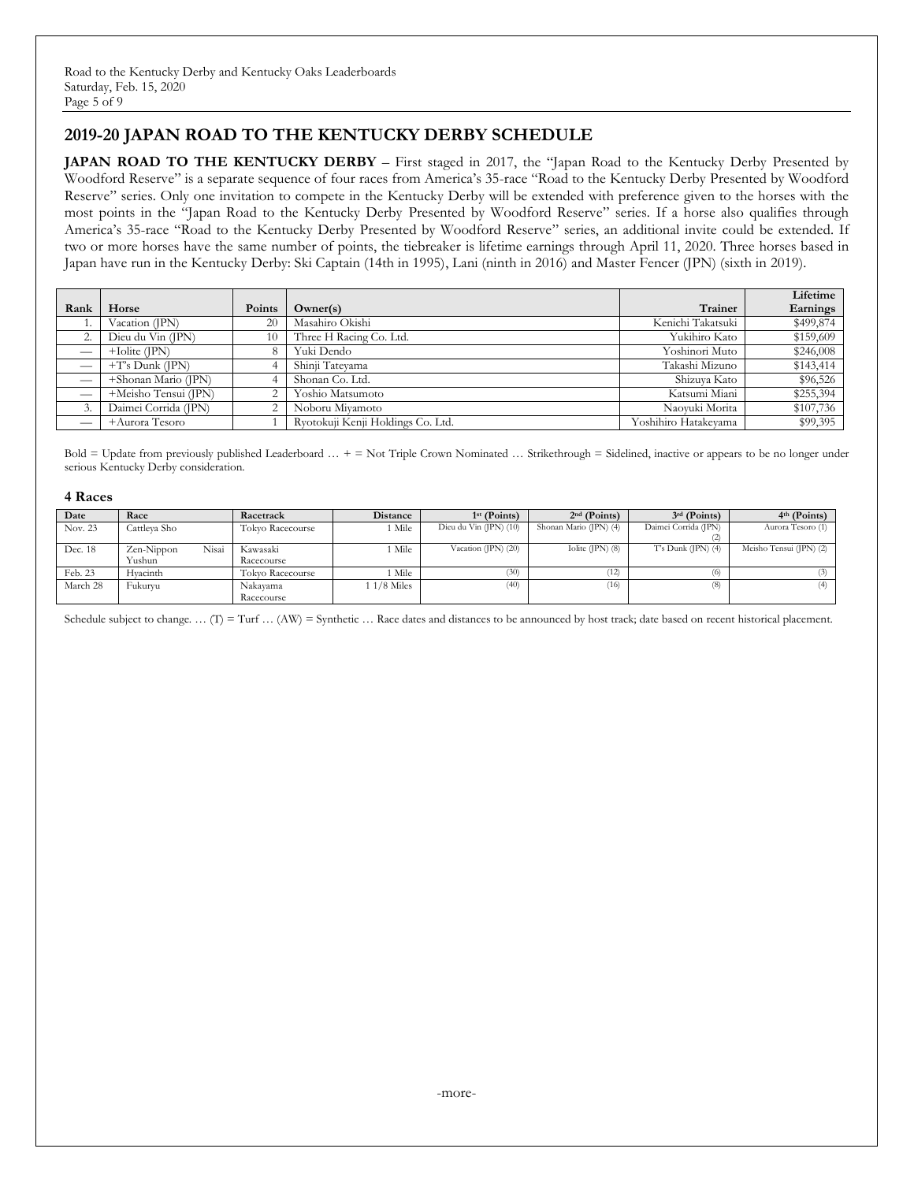## 2019-20 JAPAN ROAD TO THE KENTUCKY DERBY SCHEDULE

**JAPAN ROAD TO THE KENTUCKY DERBY** – First staged in 2017, the "Japan Road to the Kentucky Derby Presented by Woodford Reserve" is a separate sequence of four races from America's 35-race "Road to the Kentucky Derby Presented by Woodford Reserve" series. Only one invitation to compete in the Kentucky Derby will be extended with preference given to the horses with the most points in the "Japan Road to the Kentucky Derby Presented by Woodford Reserve" series. If a horse also qualifies through America's 35-race "Road to the Kentucky Derby Presented by Woodford Reserve" series, an additional invite could be extended. If two or more horses have the same number of points, the tiebreaker is lifetime earnings through April 11, 2020. Three horses based in Japan have run in the Kentucky Derby: Ski Captain (14th in 1995), Lani (ninth in 2016) and Master Fencer (JPN) (sixth in 2019).

| Rank | Horse | Points | Owner(s) | Trainer | Lifetime Earnings |
|---|---|---|---|---|---|
| 1. | Vacation (JPN) | 20 | Masahiro Okishi | Kenichi Takatsuki | $499,874 |
| 2. | Dieu du Vin (JPN) | 10 | Three H Racing Co. Ltd. | Yukihiro Kato | $159,609 |
| — | +Iolite (JPN) | 8 | Yuki Dendo | Yoshinori Muto | $246,008 |
| — | +T's Dunk (JPN) | 4 | Shinji Tateyama | Takashi Mizuno | $143,414 |
| — | +Shonan Mario (JPN) | 4 | Shonan Co. Ltd. | Shizuya Kato | $96,526 |
| — | +Meisho Tensui (JPN) | 2 | Yoshio Matsumoto | Katsumi Miani | $255,394 |
| 3. | Daimei Corrida (JPN) | 2 | Noboru Miyamoto | Naoyuki Morita | $107,736 |
| — | +Aurora Tesoro | 1 | Ryotokuji Kenji Holdings Co. Ltd. | Yoshihiro Hatakeyama | $99,395 |

Bold = Update from previously published Leaderboard … + = Not Triple Crown Nominated … Strikethrough = Sidelined, inactive or appears to be no longer under serious Kentucky Derby consideration.

### 4 Races

| Date | Race | Racetrack | Distance | 1st (Points) | 2nd (Points) | 3rd (Points) | 4th (Points) |
|---|---|---|---|---|---|---|---|
| Nov. 23 | Cattleya Sho | Tokyo Racecourse | 1 Mile | Dieu du Vin (JPN) (10) | Shonan Mario (JPN) (4) | Daimei Corrida (JPN) (2) | Aurora Tesoro (1) |
| Dec. 18 | Zen-Nippon Nisai Yushun | Kawasaki Racecourse | 1 Mile | Vacation (JPN) (20) | Iolite (JPN) (8) | T's Dunk (JPN) (4) | Meisho Tensui (JPN) (2) |
| Feb. 23 | Hyacinth | Tokyo Racecourse | 1 Mile | (30) | (12) | (6) | (3) |
| March 28 | Fukuryu | Nakayama Racecourse | 1 1/8 Miles | (40) | (16) | (8) | (4) |

Schedule subject to change. … (T) = Turf … (AW) = Synthetic … Race dates and distances to be announced by host track; date based on recent historical placement.

-more-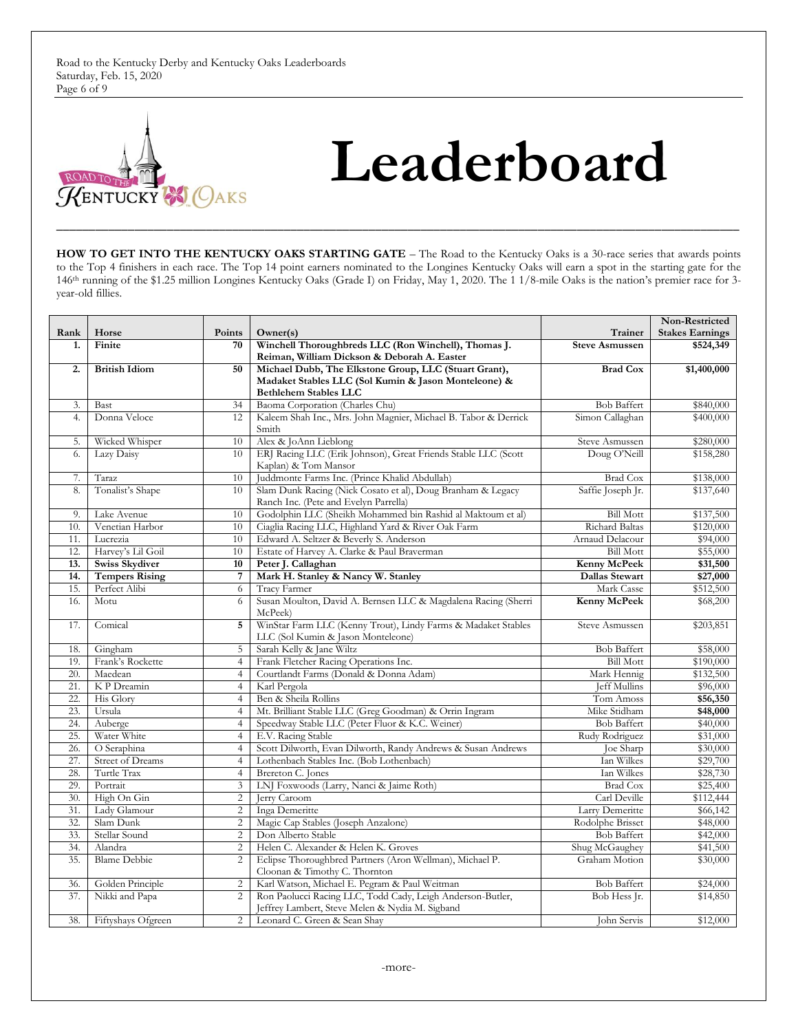# Leaderboard

**HOW TO GET INTO THE KENTUCKY OAKS STARTING GATE** – The Road to the Kentucky Oaks is a 30-race series that awards points to the Top 4 finishers in each race. The Top 14 point earners nominated to the Longines Kentucky Oaks will earn a spot in the starting gate for the 146th running of the $1.25 million Longines Kentucky Oaks (Grade I) on Friday, May 1, 2020. The 1 1/8-mile Oaks is the nation's premier race for 3-year-old fillies.

| Rank | Horse | Points | Owner(s) | Trainer | Non-Restricted Stakes Earnings |
|---|---|---|---|---|---|
| **1.** | **Finite** | **70** | **Winchell Thoroughbreds LLC (Ron Winchell), Thomas J. Reiman, William Dickson & Deborah A. Easter** | **Steve Asmussen** | **$524,349** |
| **2.** | **British Idiom** | **50** | **Michael Dubb, The Elkstone Group, LLC (Stuart Grant), Madaket Stables LLC (Sol Kumin & Jason Monteleone) & Bethlehem Stables LLC** | **Brad Cox** | **$1,400,000** |
| 3. | Bast | 34 | Baoma Corporation (Charles Chu) | Bob Baffert | $840,000 |
| 4. | Donna Veloce | 12 | Kaleem Shah Inc., Mrs. John Magnier, Michael B. Tabor & Derrick Smith | Simon Callaghan | $400,000 |
| 5. | Wicked Whisper | 10 | Alex & JoAnn Lieblong | Steve Asmussen | $280,000 |
| 6. | Lazy Daisy | 10 | ERJ Racing LLC (Erik Johnson), Great Friends Stable LLC (Scott Kaplan) & Tom Mansor | Doug O'Neill | $158,280 |
| 7. | Taraz | 10 | Juddmonte Farms Inc. (Prince Khalid Abdullah) | Brad Cox | $138,000 |
| 8. | Tonalist's Shape | 10 | Slam Dunk Racing (Nick Cosato et al), Doug Branham & Legacy Ranch Inc. (Pete and Evelyn Parrella) | Saffie Joseph Jr. | $137,640 |
| 9. | Lake Avenue | 10 | Godolphin LLC (Sheikh Mohammed bin Rashid al Maktoum et al) | Bill Mott | $137,500 |
| 10. | Venetian Harbor | 10 | Ciaglia Racing LLC, Highland Yard & River Oak Farm | Richard Baltas | $120,000 |
| 11. | Lucrezia | 10 | Edward A. Seltzer & Beverly S. Anderson | Arnaud Delacour | $94,000 |
| 12. | Harvey's Lil Goil | 10 | Estate of Harvey A. Clarke & Paul Braverman | Bill Mott | $55,000 |
| **13.** | **Swiss Skydiver** | **10** | **Peter J. Callaghan** | **Kenny McPeek** | **$31,500** |
| **14.** | **Tempers Rising** | **7** | **Mark H. Stanley & Nancy W. Stanley** | **Dallas Stewart** | **$27,000** |
| 15. | Perfect Alibi | 6 | Tracy Farmer | Mark Casse | $512,500 |
| 16. | Motu | 6 | Susan Moulton, David A. Bernsen LLC & Magdalena Racing (Sherri McPeek) | **Kenny McPeek** | $68,200 |
| 17. | Comical | **5** | WinStar Farm LLC (Kenny Trout), Lindy Farms & Madaket Stables LLC (Sol Kumin & Jason Monteleone) | Steve Asmussen | $203,851 |
| 18. | Gingham | 5 | Sarah Kelly & Jane Wiltz | Bob Baffert | $58,000 |
| 19. | Frank's Rockette | 4 | Frank Fletcher Racing Operations Inc. | Bill Mott | $190,000 |
| 20. | Maedean | 4 | Courtlandt Farms (Donald & Donna Adam) | Mark Hennig | $132,500 |
| 21. | K P Dreamin | 4 | Karl Pergola | Jeff Mullins | $96,000 |
| 22. | His Glory | 4 | Ben & Sheila Rollins | Tom Amoss | **$56,350** |
| 23. | Ursula | 4 | Mt. Brilliant Stable LLC (Greg Goodman) & Orrin Ingram | Mike Stidham | **$48,000** |
| 24. | Auberge | 4 | Speedway Stable LLC (Peter Fluor & K.C. Weiner) | Bob Baffert | $40,000 |
| 25. | Water White | 4 | E.V. Racing Stable | Rudy Rodriguez | $31,000 |
| 26. | O Seraphina | 4 | Scott Dilworth, Evan Dilworth, Randy Andrews & Susan Andrews | Joe Sharp | $30,000 |
| 27. | Street of Dreams | 4 | Lothenbach Stables Inc. (Bob Lothenbach) | Ian Wilkes | $29,700 |
| 28. | Turtle Trax | 4 | Brereton C. Jones | Ian Wilkes | $28,730 |
| 29. | Portrait | 3 | LNJ Foxwoods (Larry, Nanci & Jaime Roth) | Brad Cox | $25,400 |
| 30. | High On Gin | 2 | Jerry Caroom | Carl Deville | $112,444 |
| 31. | Lady Glamour | 2 | Inga Demeritte | Larry Demeritte | $66,142 |
| 32. | Slam Dunk | 2 | Magic Cap Stables (Joseph Anzalone) | Rodolphe Brisset | $48,000 |
| 33. | Stellar Sound | 2 | Don Alberto Stable | Bob Baffert | $42,000 |
| 34. | Alandra | 2 | Helen C. Alexander & Helen K. Groves | Shug McGaughey | $41,500 |
| 35. | Blame Debbie | 2 | Eclipse Thoroughbred Partners (Aron Wellman), Michael P. Cloonan & Timothy C. Thornton | Graham Motion | $30,000 |
| 36. | Golden Principle | 2 | Karl Watson, Michael E. Pegram & Paul Weitman | Bob Baffert | $24,000 |
| 37. | Nikki and Papa | 2 | Ron Paolucci Racing LLC, Todd Cady, Leigh Anderson-Butler, Jeffrey Lambert, Steve Melen & Nydia M. Sigband | Bob Hess Jr. | $14,850 |
| 38. | Fiftyshays Ofgreen | 2 | Leonard C. Green & Sean Shay | John Servis | $12,000 |

-more-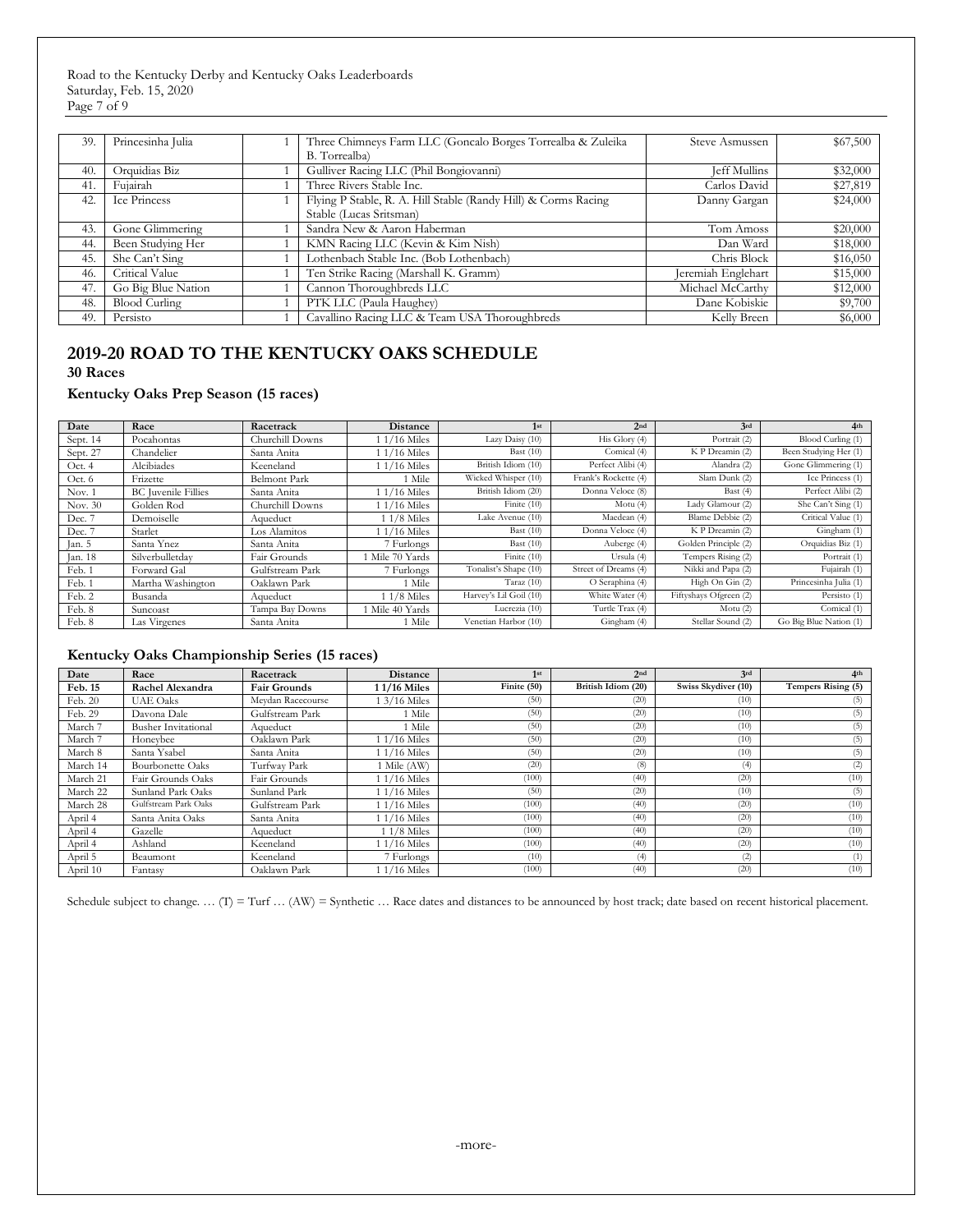| 39. | Princesinha Julia | 1 | Three Chimneys Farm LLC (Goncalo Borges Torrealba & Zuleika B. Torrealba) | Steve Asmussen | $67,500 |
|---|---|---|---|---|---|
| 40. | Orquidias Biz | 1 | Gulliver Racing LLC (Phil Bongiovanni) | Jeff Mullins | $32,000 |
| 41. | Fujairah | 1 | Three Rivers Stable Inc. | Carlos David | $27,819 |
| 42. | Ice Princess | 1 | Flying P Stable, R. A. Hill Stable (Randy Hill) & Corms Racing Stable (Lucas Sritsman) | Danny Gargan | $24,000 |
| 43. | Gone Glimmering | 1 | Sandra New & Aaron Haberman | Tom Amoss | $20,000 |
| 44. | Been Studying Her | 1 | KMN Racing LLC (Kevin & Kim Nish) | Dan Ward | $18,000 |
| 45. | She Can't Sing | 1 | Lothenbach Stable Inc. (Bob Lothenbach) | Chris Block | $16,050 |
| 46. | Critical Value | 1 | Ten Strike Racing (Marshall K. Gramm) | Jeremiah Englehart | $15,000 |
| 47. | Go Big Blue Nation | 1 | Cannon Thoroughbreds LLC | Michael McCarthy | $12,000 |
| 48. | Blood Curling | 1 | PTK LLC (Paula Haughey) | Dane Kobiskie | $9,700 |
| 49. | Persisto | 1 | Cavallino Racing LLC & Team USA Thoroughbreds | Kelly Breen | $6,000 |

## 2019-20 ROAD TO THE KENTUCKY OAKS SCHEDULE

**30 Races**

### Kentucky Oaks Prep Season (15 races)

| Date | Race | Racetrack | Distance | 1st | 2nd | 3rd | 4th |
|---|---|---|---|---|---|---|---|
| Sept. 14 | Pocahontas | Churchill Downs | 1 1/16 Miles | Lazy Daisy (10) | His Glory (4) | Portrait (2) | Blood Curling (1) |
| Sept. 27 | Chandelier | Santa Anita | 1 1/16 Miles | Bast (10) | Comical (4) | K P Dreamin (2) | Been Studying Her (1) |
| Oct. 4 | Alcibiades | Keeneland | 1 1/16 Miles | British Idiom (10) | Perfect Alibi (4) | Alandra (2) | Gone Glimmering (1) |
| Oct. 6 | Frizette | Belmont Park | 1 Mile | Wicked Whisper (10) | Frank's Rockette (4) | Slam Dunk (2) | Ice Princess (1) |
| Nov. 1 | BC Juvenile Fillies | Santa Anita | 1 1/16 Miles | British Idiom (20) | Donna Veloce (8) | Bast (4) | Perfect Alibi (2) |
| Nov. 30 | Golden Rod | Churchill Downs | 1 1/16 Miles | Finite (10) | Motu (4) | Lady Glamour (2) | She Can't Sing (1) |
| Dec. 7 | Demoiselle | Aqueduct | 1 1/8 Miles | Lake Avenue (10) | Maedean (4) | Blame Debbie (2) | Critical Value (1) |
| Dec. 7 | Starlet | Los Alamitos | 1 1/16 Miles | Bast (10) | Donna Veloce (4) | K P Dreamin (2) | Gingham (1) |
| Jan. 5 | Santa Ynez | Santa Anita | 7 Furlongs | Bast (10) | Auberge (4) | Golden Principle (2) | Orquidias Biz (1) |
| Jan. 18 | Silverbulletday | Fair Grounds | 1 Mile 70 Yards | Finite (10) | Ursula (4) | Tempers Rising (2) | Portrait (1) |
| Feb. 1 | Forward Gal | Gulfstream Park | 7 Furlongs | Tonalist's Shape (10) | Street of Dreams (4) | Nikki and Papa (2) | Fujairah (1) |
| Feb. 1 | Martha Washington | Oaklawn Park | 1 Mile | Taraz (10) | O Seraphina (4) | High On Gin (2) | Princesinha Julia (1) |
| Feb. 2 | Busanda | Aqueduct | 1 1/8 Miles | Harvey's Lil Goil (10) | White Water (4) | Fiftyshays Ofgreen (2) | Persisto (1) |
| Feb. 8 | Suncoast | Tampa Bay Downs | 1 Mile 40 Yards | Lucrezia (10) | Turtle Trax (4) | Motu (2) | Comical (1) |
| Feb. 8 | Las Virgenes | Santa Anita | 1 Mile | Venetian Harbor (10) | Gingham (4) | Stellar Sound (2) | Go Big Blue Nation (1) |

### Kentucky Oaks Championship Series (15 races)

| Date | Race | Racetrack | Distance | 1st | 2nd | 3rd | 4th |
|---|---|---|---|---|---|---|---|
| **Feb. 15** | **Rachel Alexandra** | **Fair Grounds** | **1 1/16 Miles** | **Finite (50)** | **British Idiom (20)** | **Swiss Skydiver (10)** | **Tempers Rising (5)** |
| Feb. 20 | UAE Oaks | Meydan Racecourse | 1 3/16 Miles | (50) | (20) | (10) | (5) |
| Feb. 29 | Davona Dale | Gulfstream Park | 1 Mile | (50) | (20) | (10) | (5) |
| March 7 | Busher Invitational | Aqueduct | 1 Mile | (50) | (20) | (10) | (5) |
| March 7 | Honeybee | Oaklawn Park | 1 1/16 Miles | (50) | (20) | (10) | (5) |
| March 8 | Santa Ysabel | Santa Anita | 1 1/16 Miles | (50) | (20) | (10) | (5) |
| March 14 | Bourbonette Oaks | Turfway Park | 1 Mile (AW) | (20) | (8) | (4) | (2) |
| March 21 | Fair Grounds Oaks | Fair Grounds | 1 1/16 Miles | (100) | (40) | (20) | (10) |
| March 22 | Sunland Park Oaks | Sunland Park | 1 1/16 Miles | (50) | (20) | (10) | (5) |
| March 28 | Gulfstream Park Oaks | Gulfstream Park | 1 1/16 Miles | (100) | (40) | (20) | (10) |
| April 4 | Santa Anita Oaks | Santa Anita | 1 1/16 Miles | (100) | (40) | (20) | (10) |
| April 4 | Gazelle | Aqueduct | 1 1/8 Miles | (100) | (40) | (20) | (10) |
| April 4 | Ashland | Keeneland | 1 1/16 Miles | (100) | (40) | (20) | (10) |
| April 5 | Beaumont | Keeneland | 7 Furlongs | (10) | (4) | (2) | (1) |
| April 10 | Fantasy | Oaklawn Park | 1 1/16 Miles | (100) | (40) | (20) | (10) |

Schedule subject to change. … (T) = Turf … (AW) = Synthetic … Race dates and distances to be announced by host track; date based on recent historical placement.

-more-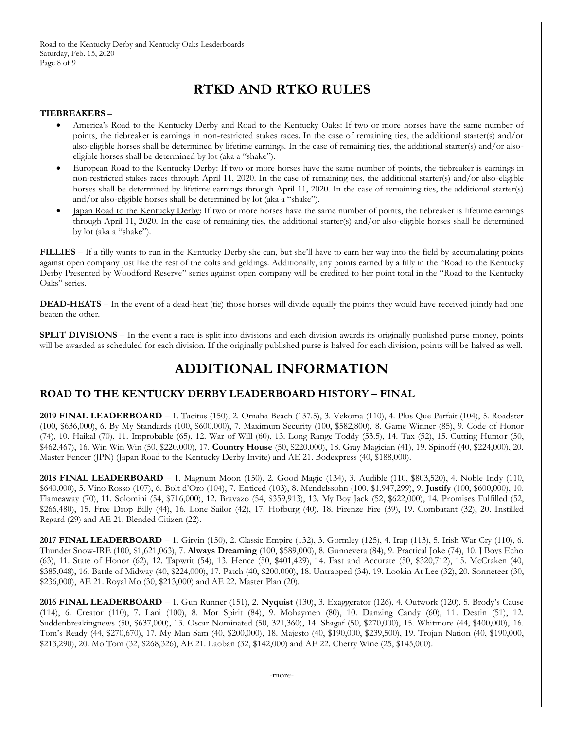# RTKD AND RTKO RULES

**TIEBREAKERS** –

- America's Road to the Kentucky Derby and Road to the Kentucky Oaks: If two or more horses have the same number of points, the tiebreaker is earnings in non-restricted stakes races. In the case of remaining ties, the additional starter(s) and/or also-eligible horses shall be determined by lifetime earnings. In the case of remaining ties, the additional starter(s) and/or also-eligible horses shall be determined by lot (aka a "shake").
- European Road to the Kentucky Derby: If two or more horses have the same number of points, the tiebreaker is earnings in non-restricted stakes races through April 11, 2020. In the case of remaining ties, the additional starter(s) and/or also-eligible horses shall be determined by lifetime earnings through April 11, 2020. In the case of remaining ties, the additional starter(s) and/or also-eligible horses shall be determined by lot (aka a "shake").
- Japan Road to the Kentucky Derby: If two or more horses have the same number of points, the tiebreaker is lifetime earnings through April 11, 2020. In the case of remaining ties, the additional starter(s) and/or also-eligible horses shall be determined by lot (aka a "shake").

**FILLIES** – If a filly wants to run in the Kentucky Derby she can, but she'll have to earn her way into the field by accumulating points against open company just like the rest of the colts and geldings. Additionally, any points earned by a filly in the "Road to the Kentucky Derby Presented by Woodford Reserve" series against open company will be credited to her point total in the "Road to the Kentucky Oaks" series.

**DEAD-HEATS** – In the event of a dead-heat (tie) those horses will divide equally the points they would have received jointly had one beaten the other.

**SPLIT DIVISIONS** – In the event a race is split into divisions and each division awards its originally published purse money, points will be awarded as scheduled for each division. If the originally published purse is halved for each division, points will be halved as well.

# ADDITIONAL INFORMATION

## ROAD TO THE KENTUCKY DERBY LEADERBOARD HISTORY – FINAL

**2019 FINAL LEADERBOARD** – 1. Tacitus (150), 2. Omaha Beach (137.5), 3. Vekoma (110), 4. Plus Que Parfait (104), 5. Roadster (100, $636,000), 6. By My Standards (100, $600,000), 7. Maximum Security (100, $582,800), 8. Game Winner (85), 9. Code of Honor (74), 10. Haikal (70), 11. Improbable (65), 12. War of Will (60), 13. Long Range Toddy (53.5), 14. Tax (52), 15. Cutting Humor (50, $462,467), 16. Win Win Win (50, $220,000), 17. **Country House** (50, $220,000), 18. Gray Magician (41), 19. Spinoff (40, $224,000), 20. Master Fencer (JPN) (Japan Road to the Kentucky Derby Invite) and AE 21. Bodexpress (40, $188,000).

**2018 FINAL LEADERBOARD** – 1. Magnum Moon (150), 2. Good Magic (134), 3. Audible (110, $803,520), 4. Noble Indy (110, $640,000), 5. Vino Rosso (107), 6. Bolt d'Oro (104), 7. Enticed (103), 8. Mendelssohn (100, $1,947,299), 9. **Justify** (100, $600,000), 10. Flameaway (70), 11. Solomini (54, $716,000), 12. Bravazo (54, $359,913), 13. My Boy Jack (52, $622,000), 14. Promises Fulfilled (52, $266,480), 15. Free Drop Billy (44), 16. Lone Sailor (42), 17. Hofburg (40), 18. Firenze Fire (39), 19. Combatant (32), 20. Instilled Regard (29) and AE 21. Blended Citizen (22).

**2017 FINAL LEADERBOARD** – 1. Girvin (150), 2. Classic Empire (132), 3. Gormley (125), 4. Irap (113), 5. Irish War Cry (110), 6. Thunder Snow-IRE (100, $1,621,063), 7. **Always Dreaming** (100, $589,000), 8. Gunnevera (84), 9. Practical Joke (74), 10. J Boys Echo (63), 11. State of Honor (62), 12. Tapwrit (54), 13. Hence (50, $401,429), 14. Fast and Accurate (50, $320,712), 15. McCraken (40, $385,048), 16. Battle of Midway (40, $224,000), 17. Patch (40, $200,000), 18. Untrapped (34), 19. Lookin At Lee (32), 20. Sonneteer (30, $236,000), AE 21. Royal Mo (30, $213,000) and AE 22. Master Plan (20).

**2016 FINAL LEADERBOARD** – 1. Gun Runner (151), 2. **Nyquist** (130), 3. Exaggerator (126), 4. Outwork (120), 5. Brody's Cause (114), 6. Creator (110), 7. Lani (100), 8. Mor Spirit (84), 9. Mohaymen (80), 10. Danzing Candy (60), 11. Destin (51), 12. Suddenbreakingnews (50, $637,000), 13. Oscar Nominated (50, 321,360), 14. Shagaf (50, $270,000), 15. Whitmore (44, $400,000), 16. Tom's Ready (44, $270,670), 17. My Man Sam (40, $200,000), 18. Majesto (40, $190,000, $239,500), 19. Trojan Nation (40, $190,000, $213,290), 20. Mo Tom (32, $268,326), AE 21. Laoban (32, $142,000) and AE 22. Cherry Wine (25, $145,000).

-more-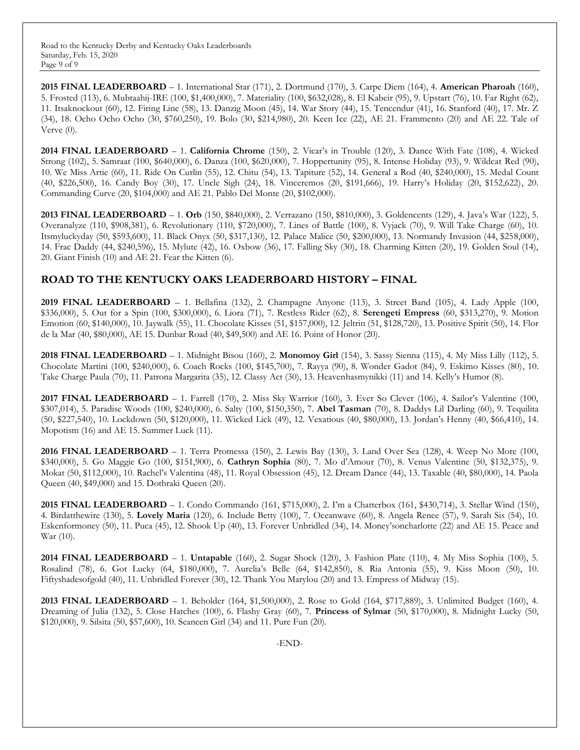**2015 FINAL LEADERBOARD** – 1. International Star (171), 2. Dortmund (170), 3. Carpe Diem (164), 4. **American Pharoah** (160), 5. Frosted (113), 6. Mubtaahij-IRE (100, $1,400,000), 7. Materiality (100, $632,028), 8. El Kabeir (95), 9. Upstart (76), 10. Far Right (62), 11. Itsaknockout (60), 12. Firing Line (58), 13. Danzig Moon (45), 14. War Story (44), 15. Tencendur (41), 16. Stanford (40), 17. Mr. Z (34), 18. Ocho Ocho Ocho (30, $760,250), 19. Bolo (30, $214,980), 20. Keen Ice (22), AE 21. Frammento (20) and AE 22. Tale of Verve (0).

**2014 FINAL LEADERBOARD** – 1. **California Chrome** (150), 2. Vicar's in Trouble (120), 3. Dance With Fate (108), 4. Wicked Strong (102), 5. Samraat (100, $640,000), 6. Danza (100, $620,000), 7. Hoppertunity (95), 8. Intense Holiday (93), 9. Wildcat Red (90), 10. We Miss Artie (60), 11. Ride On Curlin (55), 12. Chitu (54), 13. Tapiture (52), 14. General a Rod (40, $240,000), 15. Medal Count (40, $226,500), 16. Candy Boy (30), 17. Uncle Sigh (24), 18. Vinceremos (20, $191,666), 19. Harry's Holiday (20, $152,622), 20. Commanding Curve (20, $104,000) and AE 21. Pablo Del Monte (20, $102,000).

**2013 FINAL LEADERBOARD** – 1. **Orb** (150, $840,000), 2. Verrazano (150, $810,000), 3. Goldencents (129), 4. Java's War (122), 5. Overanalyze (110, $908,381), 6. Revolutionary (110, $720,000), 7. Lines of Battle (100), 8. Vyjack (70), 9. Will Take Charge (60), 10. Itsmyluckyday (50, $593,600), 11. Black Onyx (50, $317,130), 12. Palace Malice (50, $200,000), 13. Normandy Invasion (44, $258,000), 14. Frac Daddy (44, $240,596), 15. Mylute (42), 16. Oxbow (36), 17. Falling Sky (30), 18. Charming Kitten (20), 19. Golden Soul (14), 20. Giant Finish (10) and AE 21. Fear the Kitten (6).

## ROAD TO THE KENTUCKY OAKS LEADERBOARD HISTORY – FINAL

**2019 FINAL LEADERBOARD** – 1. Bellafina (132), 2. Champagne Anyone (113), 3. Street Band (105), 4. Lady Apple (100, $336,000), 5. Out for a Spin (100, $300,000), 6. Liora (71), 7. Restless Rider (62), 8. **Serengeti Empress** (60, $313,270), 9. Motion Emotion (60, $140,000), 10. Jaywalk (55), 11. Chocolate Kisses (51, $157,000), 12. Jeltrin (51, $128,720), 13. Positive Spirit (50), 14. Flor de la Mar (40, $80,000), AE 15. Dunbar Road (40, $49,500) and AE 16. Point of Honor (20).

**2018 FINAL LEADERBOARD** – 1. Midnight Bisou (160), 2. **Monomoy Girl** (154), 3. Sassy Sienna (115), 4. My Miss Lilly (112), 5. Chocolate Martini (100, $240,000), 6. Coach Rocks (100, $145,700), 7. Rayya (90), 8. Wonder Gadot (84), 9. Eskimo Kisses (80), 10. Take Charge Paula (70), 11. Patrona Margarita (35), 12. Classy Act (30), 13. Heavenhasmynikki (11) and 14. Kelly's Humor (8).

**2017 FINAL LEADERBOARD** – 1. Farrell (170), 2. Miss Sky Warrior (160), 3. Ever So Clever (106), 4. Sailor's Valentine (100, $307,014), 5. Paradise Woods (100, $240,000), 6. Salty (100, $150,350), 7. **Abel Tasman** (70), 8. Daddys Lil Darling (60), 9. Tequilita (50, $227,540), 10. Lockdown (50, $120,000), 11. Wicked Lick (49), 12. Vexatious (40, $80,000), 13. Jordan's Henny (40, $66,410), 14. Mopotism (16) and AE 15. Summer Luck (11).

**2016 FINAL LEADERBOARD** – 1. Terra Promessa (150), 2. Lewis Bay (130), 3. Land Over Sea (128), 4. Weep No More (100, $340,000), 5. Go Maggie Go (100, $151,900), 6. **Cathryn Sophia** (80), 7. Mo d'Amour (70), 8. Venus Valentine (50, $132,375), 9. Mokat (50, $112,000), 10. Rachel's Valentina (48), 11. Royal Obsession (45), 12. Dream Dance (44), 13. Taxable (40, $80,000), 14. Paola Queen (40, $49,000) and 15. Dothraki Queen (20).

**2015 FINAL LEADERBOARD** – 1. Condo Commando (161, $715,000), 2. I'm a Chatterbox (161, $430,714), 3. Stellar Wind (150), 4. Birdatthewire (130), 5. **Lovely Maria** (120), 6. Include Betty (100), 7. Oceanwave (60), 8. Angela Renee (57), 9. Sarah Sis (54), 10. Eskenformoney (50), 11. Puca (45), 12. Shook Up (40), 13. Forever Unbridled (34), 14. Money'soncharlotte (22) and AE 15. Peace and War (10).

**2014 FINAL LEADERBOARD** – 1. **Untapable** (160), 2. Sugar Shock (120), 3. Fashion Plate (110), 4. My Miss Sophia (100), 5. Rosalind (78), 6. Got Lucky (64, $180,000), 7. Aurelia's Belle (64, $142,850), 8. Ria Antonia (55), 9. Kiss Moon (50), 10. Fiftyshadesofgold (40), 11. Unbridled Forever (30), 12. Thank You Marylou (20) and 13. Empress of Midway (15).

**2013 FINAL LEADERBOARD** – 1. Beholder (164, $1,500,000), 2. Rose to Gold (164, $717,889), 3. Unlimited Budget (160), 4. Dreaming of Julia (132), 5. Close Hatches (100), 6. Flashy Gray (60), 7. **Princess of Sylmar** (50, $170,000), 8. Midnight Lucky (50, $120,000), 9. Silsita (50, $57,600), 10. Seaneen Girl (34) and 11. Pure Fun (20).

-END-